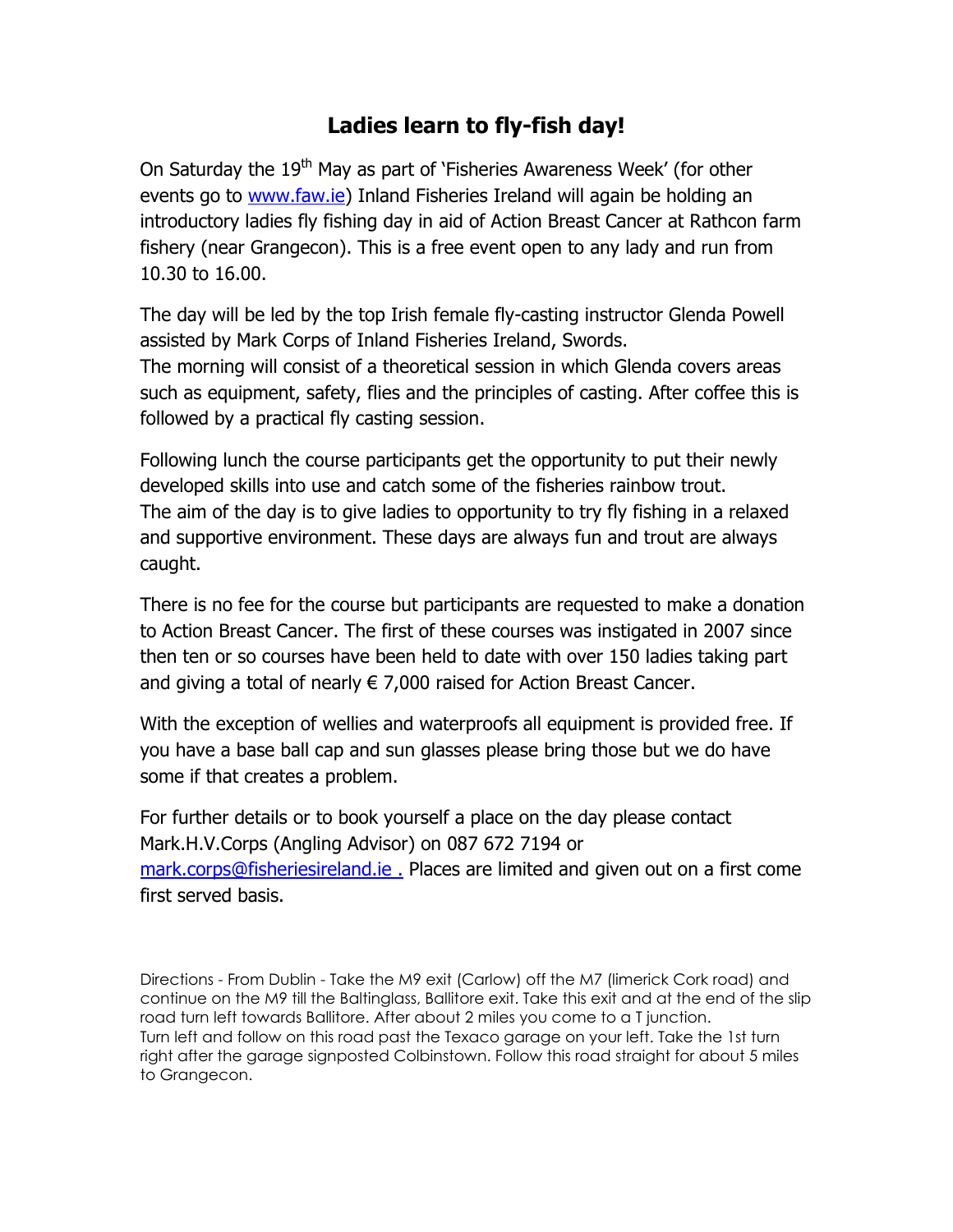# Ladies learn to fly-fish day!

On Saturday the 19th May as part of 'Fisheries Awareness Week' (for other events go to www.faw.ie) Inland Fisheries Ireland will again be holding an introductory ladies fly fishing day in aid of Action Breast Cancer at Rathcon farm fishery (near Grangecon). This is a free event open to any lady and run from 10.30 to 16.00.

The day will be led by the top Irish female fly-casting instructor Glenda Powell assisted by Mark Corps of Inland Fisheries Ireland, Swords.
The morning will consist of a theoretical session in which Glenda covers areas such as equipment, safety, flies and the principles of casting. After coffee this is followed by a practical fly casting session.

Following lunch the course participants get the opportunity to put their newly developed skills into use and catch some of the fisheries rainbow trout.
The aim of the day is to give ladies to opportunity to try fly fishing in a relaxed and supportive environment. These days are always fun and trout are always caught.

There is no fee for the course but participants are requested to make a donation to Action Breast Cancer. The first of these courses was instigated in 2007 since then ten or so courses have been held to date with over 150 ladies taking part and giving a total of nearly € 7,000 raised for Action Breast Cancer.

With the exception of wellies and waterproofs all equipment is provided free. If you have a base ball cap and sun glasses please bring those but we do have some if that creates a problem.

For further details or to book yourself a place on the day please contact Mark.H.V.Corps (Angling Advisor) on 087 672 7194 or mark.corps@fisheriesireland.ie . Places are limited and given out on a first come first served basis.

Directions - From Dublin - Take the M9 exit (Carlow) off the M7 (limerick Cork road) and continue on the M9 till the Baltinglass, Ballitore exit. Take this exit and at the end of the slip road turn left towards Ballitore. After about 2 miles you come to a T junction.
Turn left and follow on this road past the Texaco garage on your left. Take the 1st turn right after the garage signposted Colbinstown. Follow this road straight for about 5 miles to Grangecon.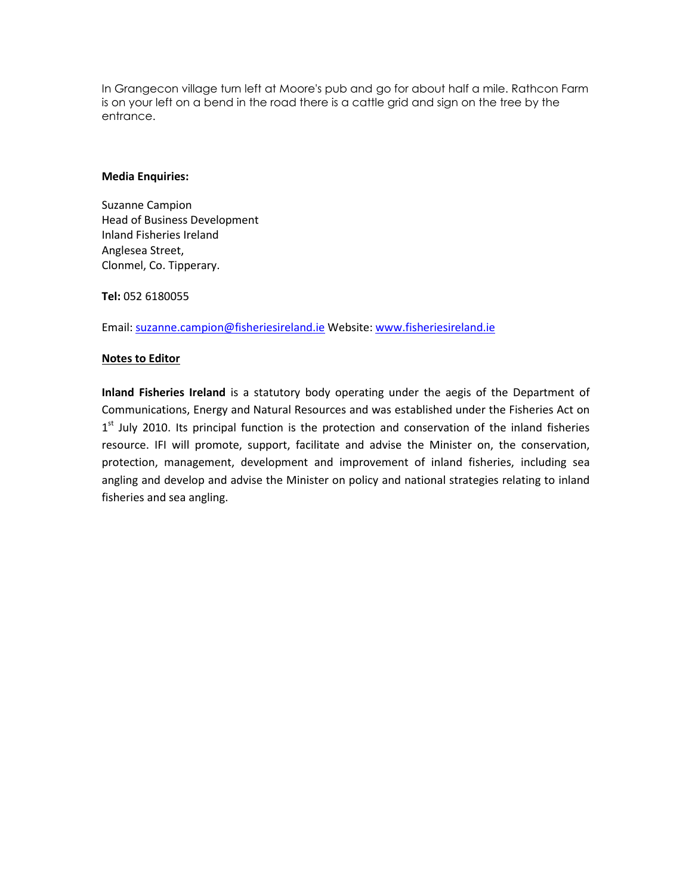In Grangecon village turn left at Moore's pub and go for about half a mile. Rathcon Farm is on your left on a bend in the road there is a cattle grid and sign on the tree by the entrance.

**Media Enquiries:**

Suzanne Campion
Head of Business Development
Inland Fisheries Ireland
Anglesea Street,
Clonmel, Co. Tipperary.

**Tel:** 052 6180055

Email: suzanne.campion@fisheriesireland.ie Website: www.fisheriesireland.ie

**Notes to Editor**

**Inland Fisheries Ireland** is a statutory body operating under the aegis of the Department of Communications, Energy and Natural Resources and was established under the Fisheries Act on 1st July 2010. Its principal function is the protection and conservation of the inland fisheries resource. IFI will promote, support, facilitate and advise the Minister on, the conservation, protection, management, development and improvement of inland fisheries, including sea angling and develop and advise the Minister on policy and national strategies relating to inland fisheries and sea angling.